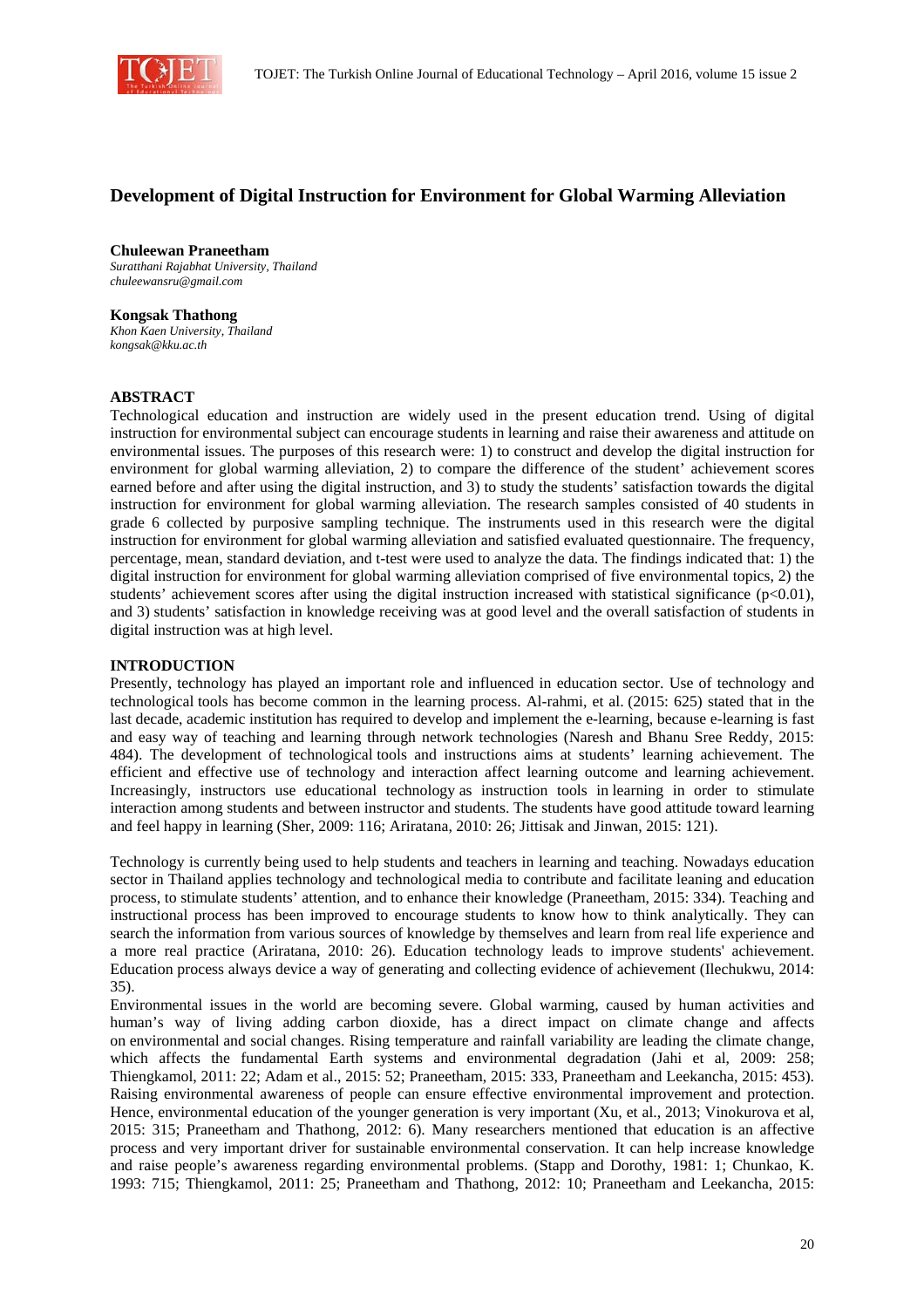# Development of Digital Instruction for Environment for Global Warming Alleviation

**Chuleewan Praneetham**
*Suratthani Rajabhat University, Thailand*
*chuleewansru@gmail.com*

**Kongsak Thathong**
*Khon Kaen University, Thailand*
*kongsak@kku.ac.th*

## ABSTRACT

Technological education and instruction are widely used in the present education trend. Using of digital instruction for environmental subject can encourage students in learning and raise their awareness and attitude on environmental issues. The purposes of this research were: 1) to construct and develop the digital instruction for environment for global warming alleviation, 2) to compare the difference of the student' achievement scores earned before and after using the digital instruction, and 3) to study the students' satisfaction towards the digital instruction for environment for global warming alleviation. The research samples consisted of 40 students in grade 6 collected by purposive sampling technique. The instruments used in this research were the digital instruction for environment for global warming alleviation and satisfied evaluated questionnaire. The frequency, percentage, mean, standard deviation, and t-test were used to analyze the data. The findings indicated that: 1) the digital instruction for environment for global warming alleviation comprised of five environmental topics, 2) the students' achievement scores after using the digital instruction increased with statistical significance ($p<0.01$), and 3) students' satisfaction in knowledge receiving was at good level and the overall satisfaction of students in digital instruction was at high level.

## INTRODUCTION

Presently, technology has played an important role and influenced in education sector. Use of technology and technological tools has become common in the learning process. Al-rahmi, et al. (2015: 625) stated that in the last decade, academic institution has required to develop and implement the e-learning, because e-learning is fast and easy way of teaching and learning through network technologies (Naresh and Bhanu Sree Reddy, 2015: 484). The development of technological tools and instructions aims at students' learning achievement. The efficient and effective use of technology and interaction affect learning outcome and learning achievement. Increasingly, instructors use educational technology as instruction tools in learning in order to stimulate interaction among students and between instructor and students. The students have good attitude toward learning and feel happy in learning (Sher, 2009: 116; Ariratana, 2010: 26; Jittisak and Jinwan, 2015: 121).

Technology is currently being used to help students and teachers in learning and teaching. Nowadays education sector in Thailand applies technology and technological media to contribute and facilitate leaning and education process, to stimulate students' attention, and to enhance their knowledge (Praneetham, 2015: 334). Teaching and instructional process has been improved to encourage students to know how to think analytically. They can search the information from various sources of knowledge by themselves and learn from real life experience and a more real practice (Ariratana, 2010: 26). Education technology leads to improve students' achievement. Education process always device a way of generating and collecting evidence of achievement (Ilechukwu, 2014: 35).

Environmental issues in the world are becoming severe. Global warming, caused by human activities and human's way of living adding carbon dioxide, has a direct impact on climate change and affects on environmental and social changes. Rising temperature and rainfall variability are leading the climate change, which affects the fundamental Earth systems and environmental degradation (Jahi et al, 2009: 258; Thiengkamol, 2011: 22; Adam et al., 2015: 52; Praneetham, 2015: 333, Praneetham and Leekancha, 2015: 453). Raising environmental awareness of people can ensure effective environmental improvement and protection. Hence, environmental education of the younger generation is very important (Xu, et al., 2013; Vinokurova et al, 2015: 315; Praneetham and Thathong, 2012: 6). Many environmental researchers mentioned that education is an affective process and very important driver for sustainable environmental conservation. It can help increase knowledge and raise people's awareness regarding environmental problems. (Stapp and Dorothy, 1981: 1; Chunkao, K. 1993: 715; Thiengkamol, 2011: 25; Praneetham and Thathong, 2012: 10; Praneetham and Leekancha, 2015: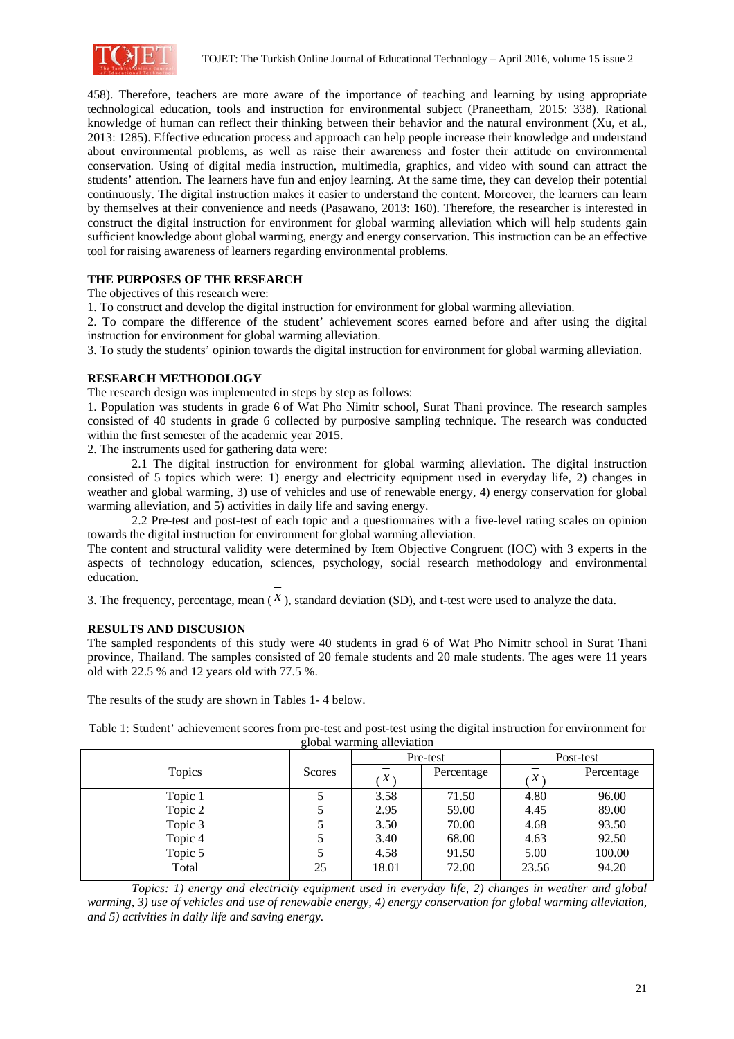458). Therefore, teachers are more aware of the importance of teaching and learning by using appropriate technological education, tools and instruction for environmental subject (Praneetham, 2015: 338). Rational knowledge of human can reflect their thinking between their behavior and the natural environment (Xu, et al., 2013: 1285). Effective education process and approach can help people increase their knowledge and understand about environmental problems, as well as raise their awareness and foster their attitude on environmental conservation. Using of digital media instruction, multimedia, graphics, and video with sound can attract the students' attention. The learners have fun and enjoy learning. At the same time, they can develop their potential continuously. The digital instruction makes it easier to understand the content. Moreover, the learners can learn by themselves at their convenience and needs (Pasawano, 2013: 160). Therefore, the researcher is interested in construct the digital instruction for environment for global warming alleviation which will help students gain sufficient knowledge about global warming, energy and energy conservation. This instruction can be an effective tool for raising awareness of learners regarding environmental problems.

## THE PURPOSES OF THE RESEARCH

The objectives of this research were:

1. To construct and develop the digital instruction for environment for global warming alleviation.
2. To compare the difference of the student' achievement scores earned before and after using the digital instruction for environment for global warming alleviation.
3. To study the students' opinion towards the digital instruction for environment for global warming alleviation.

## RESEARCH METHODOLOGY

The research design was implemented in steps by step as follows:

1. Population was students in grade 6 of Wat Pho Nimitr school, Surat Thani province. The research samples consisted of 40 students in grade 6 collected by purposive sampling technique. The research was conducted within the first semester of the academic year 2015.
2. The instruments used for gathering data were:

   2.1 The digital instruction for environment for global warming alleviation. The digital instruction consisted of 5 topics which were: 1) energy and electricity equipment used in everyday life, 2) changes in weather and global warming, 3) use of vehicles and use of renewable energy, 4) energy conservation for global warming alleviation, and 5) activities in daily life and saving energy.

   2.2 Pre-test and post-test of each topic and a questionnaires with a five-level rating scales on opinion towards the digital instruction for environment for global warming alleviation.

   The content and structural validity were determined by Item Objective Congruent (IOC) with 3 experts in the aspects of technology education, sciences, psychology, social research methodology and environmental education.

3. The frequency, percentage, mean ($\bar{X}$), standard deviation (SD), and t-test were used to analyze the data.

## RESULTS AND DISCUSION

The sampled respondents of this study were 40 students in grad 6 of Wat Pho Nimitr school in Surat Thani province, Thailand. The samples consisted of 20 female students and 20 male students. The ages were 11 years old with 22.5 % and 12 years old with 77.5 %.

The results of the study are shown in Tables 1- 4 below.

Table 1: Student' achievement scores from pre-test and post-test using the digital instruction for environment for global warming alleviation

| Topics | Scores | Pre-test | | Post-test | |
|---|---|---|---|---|---|
| | | ($\bar{X}$) | Percentage | ($\bar{X}$) | Percentage |
| Topic 1 | 5 | 3.58 | 71.50 | 4.80 | 96.00 |
| Topic 2 | 5 | 2.95 | 59.00 | 4.45 | 89.00 |
| Topic 3 | 5 | 3.50 | 70.00 | 4.68 | 93.50 |
| Topic 4 | 5 | 3.40 | 68.00 | 4.63 | 92.50 |
| Topic 5 | 5 | 4.58 | 91.50 | 5.00 | 100.00 |
| Total | 25 | 18.01 | 72.00 | 23.56 | 94.20 |

*Topics: 1) energy and electricity equipment used in everyday life, 2) changes in weather and global warming, 3) use of vehicles and use of renewable energy, 4) energy conservation for global warming alleviation, and 5) activities in daily life and saving energy.*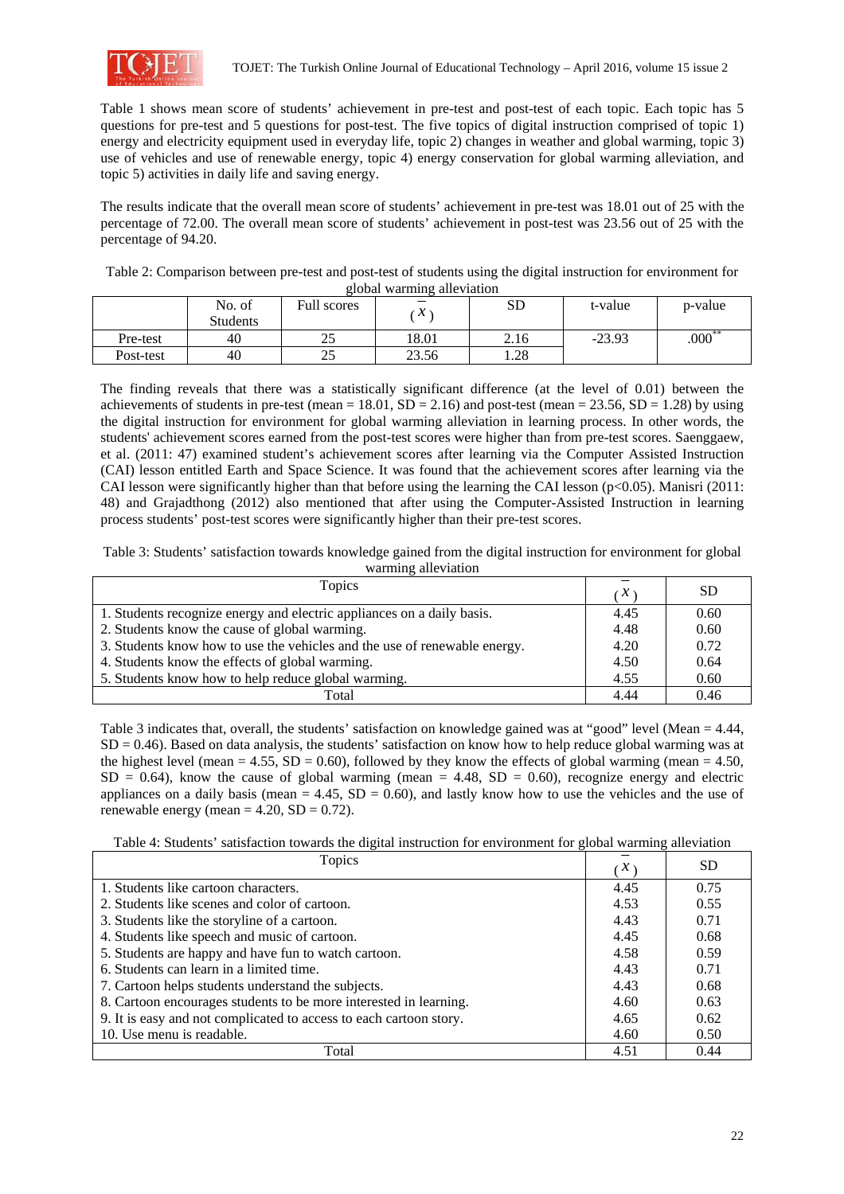Table 1 shows mean score of students' achievement in pre-test and post-test of each topic. Each topic has 5 questions for pre-test and 5 questions for post-test. The five topics of digital instruction comprised of topic 1) energy and electricity equipment used in everyday life, topic 2) changes in weather and global warming, topic 3) use of vehicles and use of renewable energy, topic 4) energy conservation for global warming alleviation, and topic 5) activities in daily life and saving energy.

The results indicate that the overall mean score of students' achievement in pre-test was 18.01 out of 25 with the percentage of 72.00. The overall mean score of students' achievement in post-test was 23.56 out of 25 with the percentage of 94.20.

Table 2: Comparison between pre-test and post-test of students using the digital instruction for environment for global warming alleviation

| | No. of Students | Full scores | ($\bar{x}$) | SD | t-value | p-value |
|---|---|---|---|---|---|---|
| Pre-test | 40 | 25 | 18.01 | 2.16 | -23.93 | .000** |
| Post-test | 40 | 25 | 23.56 | 1.28 | | |

The finding reveals that there was a statistically significant difference (at the level of 0.01) between the achievements of students in pre-test (mean = 18.01, SD = 2.16) and post-test (mean = 23.56, SD = 1.28) by using the digital instruction for environment for global warming alleviation in learning process. In other words, the students' achievement scores earned from the post-test scores were higher than from pre-test scores. Saenggaew, et al. (2011: 47) examined student's achievement scores after learning via the Computer Assisted Instruction (CAI) lesson entitled Earth and Space Science. It was found that the achievement scores after learning via the CAI lesson were significantly higher than that before using the learning the CAI lesson ($p<0.05$). Manisri (2011: 48) and Grajadthong (2012) also mentioned that after using the Computer-Assisted Instruction in learning process students' post-test scores were significantly higher than their pre-test scores.

Table 3: Students' satisfaction towards knowledge gained from the digital instruction for environment for global warming alleviation

| Topics | ($\bar{x}$) | SD |
|---|---|---|
| 1. Students recognize energy and electric appliances on a daily basis. | 4.45 | 0.60 |
| 2. Students know the cause of global warming. | 4.48 | 0.60 |
| 3. Students know how to use the vehicles and the use of renewable energy. | 4.20 | 0.72 |
| 4. Students know the effects of global warming. | 4.50 | 0.64 |
| 5. Students know how to help reduce global warming. | 4.55 | 0.60 |
| Total | 4.44 | 0.46 |

Table 3 indicates that, overall, the students' satisfaction on knowledge gained was at "good" level (Mean = 4.44, SD = 0.46). Based on data analysis, the students' satisfaction on know how to help reduce global warming was at the highest level (mean = 4.55, SD = 0.60), followed by they know the effects of global warming (mean = 4.50, SD = 0.64), know the cause of global warming (mean = 4.48, SD = 0.60), recognize energy and electric appliances on a daily basis (mean = 4.45, SD = 0.60), and lastly know how to use the vehicles and the use of renewable energy (mean = 4.20, SD = 0.72).

Table 4: Students' satisfaction towards the digital instruction for environment for global warming alleviation

| Topics | ($\bar{x}$) | SD |
|---|---|---|
| 1. Students like cartoon characters. | 4.45 | 0.75 |
| 2. Students like scenes and color of cartoon. | 4.53 | 0.55 |
| 3. Students like the storyline of a cartoon. | 4.43 | 0.71 |
| 4. Students like speech and music of cartoon. | 4.45 | 0.68 |
| 5. Students are happy and have fun to watch cartoon. | 4.58 | 0.59 |
| 6. Students can learn in a limited time. | 4.43 | 0.71 |
| 7. Cartoon helps students understand the subjects. | 4.43 | 0.68 |
| 8. Cartoon encourages students to be more interested in learning. | 4.60 | 0.63 |
| 9. It is easy and not complicated to access to each cartoon story. | 4.65 | 0.62 |
| 10. Use menu is readable. | 4.60 | 0.50 |
| Total | 4.51 | 0.44 |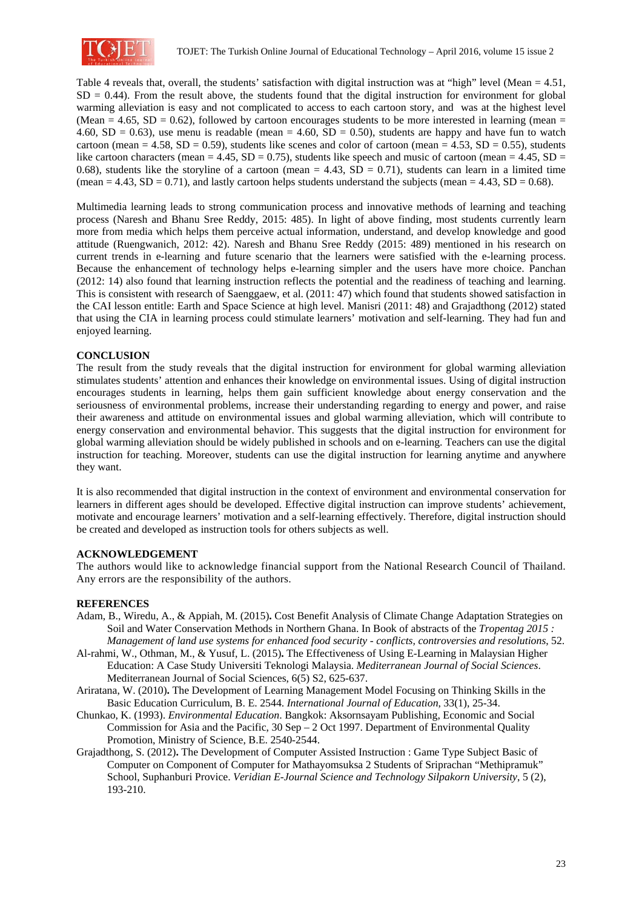Table 4 reveals that, overall, the students' satisfaction with digital instruction was at "high" level (Mean = 4.51, SD = 0.44). From the result above, the students found that the digital instruction for environment for global warming alleviation is easy and not complicated to access to each cartoon story, and was at the highest level (Mean = 4.65, SD = 0.62), followed by cartoon encourages students to be more interested in learning (mean = 4.60, SD = 0.63), use menu is readable (mean = 4.60, SD = 0.50), students are happy and have fun to watch cartoon (mean = 4.58, SD = 0.59), students like scenes and color of cartoon (mean = 4.53, SD = 0.55), students like cartoon characters (mean = 4.45, SD = 0.75), students like speech and music of cartoon (mean = 4.45, SD = 0.68), students like the storyline of a cartoon (mean = 4.43, SD = 0.71), students can learn in a limited time (mean = 4.43, SD = 0.71), and lastly cartoon helps students understand the subjects (mean = 4.43, SD = 0.68).

Multimedia learning leads to strong communication process and innovative methods of learning and teaching process (Naresh and Bhanu Sree Reddy, 2015: 485). In light of above finding, most students currently learn more from media which helps them perceive actual information, understand, and develop knowledge and good attitude (Ruengwanich, 2012: 42). Naresh and Bhanu Sree Reddy (2015: 489) mentioned in his research on current trends in e-learning and future scenario that the learners were satisfied with the e-learning process. Because the enhancement of technology helps e-learning simpler and the users have more choice. Panchan (2012: 14) also found that learning instruction reflects the potential and the readiness of teaching and learning. This is consistent with research of Saenggaew, et al. (2011: 47) which found that students showed satisfaction in the CAI lesson entitle: Earth and Space Science at high level. Manisri (2011: 48) and Grajadthong (2012) stated that using the CIA in learning process could stimulate learners' motivation and self-learning. They had fun and enjoyed learning.

## CONCLUSION

The result from the study reveals that the digital instruction for environment for global warming alleviation stimulates students' attention and enhances their knowledge on environmental issues. Using of digital instruction encourages students in learning, helps them gain sufficient knowledge about energy conservation and the seriousness of environmental problems, increase their understanding regarding to energy and power, and raise their awareness and attitude on environmental issues and global warming alleviation, which will contribute to energy conservation and environmental behavior. This suggests that the digital instruction for environment for global warming alleviation should be widely published in schools and on e-learning. Teachers can use the digital instruction for teaching. Moreover, students can use the digital instruction for learning anytime and anywhere they want.

It is also recommended that digital instruction in the context of environment and environmental conservation for learners in different ages should be developed. Effective digital instruction can improve students' achievement, motivate and encourage learners' motivation and a self-learning effectively. Therefore, digital instruction should be created and developed as instruction tools for others subjects as well.

## ACKNOWLEDGEMENT

The authors would like to acknowledge financial support from the National Research Council of Thailand. Any errors are the responsibility of the authors.

## REFERENCES

Adam, B., Wiredu, A., & Appiah, M. (2015). Cost Benefit Analysis of Climate Change Adaptation Strategies on Soil and Water Conservation Methods in Northern Ghana. In Book of abstracts of the *Tropentag 2015 : Management of land use systems for enhanced food security - conflicts, controversies and resolutions*, 52.

Al-rahmi, W., Othman, M., & Yusuf, L. (2015). The Effectiveness of Using E-Learning in Malaysian Higher Education: A Case Study Universiti Teknologi Malaysia. *Mediterranean Journal of Social Sciences*. Mediterranean Journal of Social Sciences, 6(5) S2, 625-637.

Ariratana, W. (2010). The Development of Learning Management Model Focusing on Thinking Skills in the Basic Education Curriculum, B. E. 2544. *International Journal of Education*, 33(1), 25-34.

Chunkao, K. (1993). *Environmental Education*. Bangkok: Aksornsayam Publishing, Economic and Social Commission for Asia and the Pacific, 30 Sep – 2 Oct 1997. Department of Environmental Quality Promotion, Ministry of Science, B.E. 2540-2544.

Grajadthong, S. (2012). The Development of Computer Assisted Instruction : Game Type Subject Basic of Computer on Component of Computer for Mathayomsuksa 2 Students of Sriprachan "Methipramuk" School, Suphanburi Provice. *Veridian E-Journal Science and Technology Silpakorn University*, 5 (2), 193-210.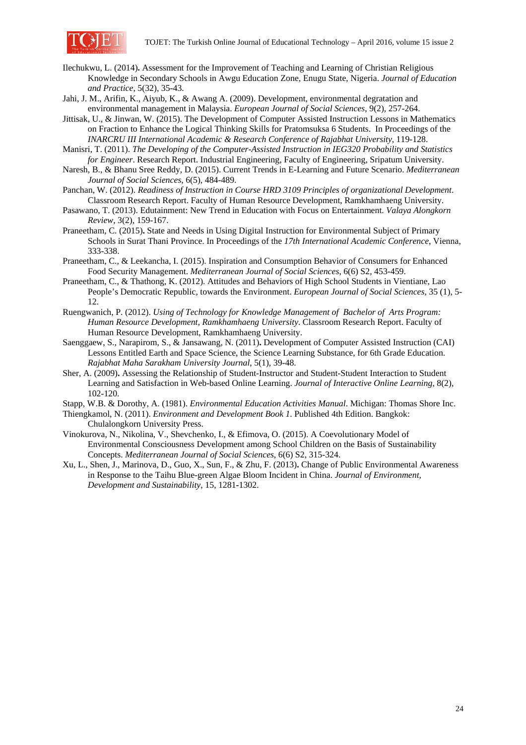Ilechukwu, L. (2014). Assessment for the Improvement of Teaching and Learning of Christian Religious Knowledge in Secondary Schools in Awgu Education Zone, Enugu State, Nigeria. *Journal of Education and Practice*, 5(32), 35-43.

Jahi, J. M., Arifin, K., Aiyub, K., & Awang A. (2009). Development, environmental degratation and environmental management in Malaysia. *European Journal of Social Sciences*, 9(2), 257-264.

Jittisak, U., & Jinwan, W. (2015). The Development of Computer Assisted Instruction Lessons in Mathematics on Fraction to Enhance the Logical Thinking Skills for Pratomsuksa 6 Students. In Proceedings of the *INARCRU III International Academic & Research Conference of Rajabhat University*, 119-128.

Manisri, T. (2011). *The Developing of the Computer-Assisted Instruction in IEG320 Probability and Statistics for Engineer*. Research Report. Industrial Engineering, Faculty of Engineering, Sripatum University.

Naresh, B., & Bhanu Sree Reddy, D. (2015). Current Trends in E-Learning and Future Scenario. *Mediterranean Journal of Social Sciences*, 6(5), 484-489.

Panchan, W. (2012). *Readiness of Instruction in Course HRD 3109 Principles of organizational Development*. Classroom Research Report. Faculty of Human Resource Development, Ramkhamhaeng University.

Pasawano, T. (2013). Edutainment: New Trend in Education with Focus on Entertainment. *Valaya Alongkorn Review*, 3(2), 159-167.

Praneetham, C. (2015). State and Needs in Using Digital Instruction for Environmental Subject of Primary Schools in Surat Thani Province. In Proceedings of the *17th International Academic Conference*, Vienna, 333-338.

Praneetham, C., & Leekancha, I. (2015). Inspiration and Consumption Behavior of Consumers for Enhanced Food Security Management. *Mediterranean Journal of Social Sciences*, 6(6) S2, 453-459.

Praneetham, C., & Thathong, K. (2012). Attitudes and Behaviors of High School Students in Vientiane, Lao People's Democratic Republic, towards the Environment. *European Journal of Social Sciences*, 35 (1), 5-12.

Ruengwanich, P. (2012). *Using of Technology for Knowledge Management of Bachelor of Arts Program: Human Resource Development, Ramkhamhaeng University*. Classroom Research Report. Faculty of Human Resource Development, Ramkhamhaeng University.

Saenggaew, S., Narapirom, S., & Jansawang, N. (2011). Development of Computer Assisted Instruction (CAI) Lessons Entitled Earth and Space Science, the Science Learning Substance, for 6th Grade Education. *Rajabhat Maha Sarakham University Journal*, 5(1), 39-48.

Sher, A. (2009). Assessing the Relationship of Student-Instructor and Student-Student Interaction to Student Learning and Satisfaction in Web-based Online Learning. *Journal of Interactive Online Learning*, 8(2), 102-120.

Stapp, W.B. & Dorothy, A. (1981). *Environmental Education Activities Manual*. Michigan: Thomas Shore Inc.

Thiengkamol, N. (2011). *Environment and Development Book 1*. Published 4th Edition. Bangkok: Chulalongkorn University Press.

Vinokurova, N., Nikolina, V., Shevchenko, I., & Efimova, O. (2015). A Coevolutionary Model of Environmental Consciousness Development among School Children on the Basis of Sustainability Concepts. *Mediterranean Journal of Social Sciences*, 6(6) S2, 315-324.

Xu, L., Shen, J., Marinova, D., Guo, X., Sun, F., & Zhu, F. (2013). Change of Public Environmental Awareness in Response to the Taihu Blue-green Algae Bloom Incident in China. *Journal of Environment, Development and Sustainability*, 15, 1281-1302.